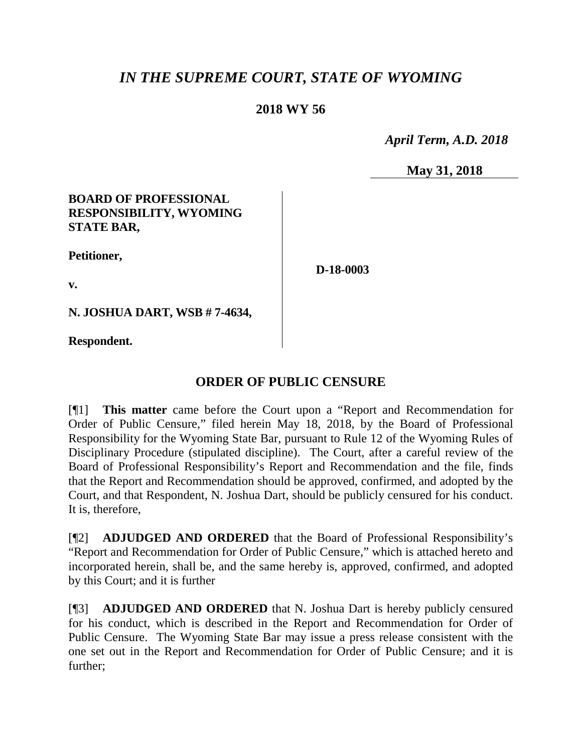# *IN THE SUPREME COURT, STATE OF WYOMING*

**2018 WY 56**

*April Term, A.D. 2018*

**May 31, 2018**

**BOARD OF PROFESSIONAL RESPONSIBILITY, WYOMING STATE BAR,**

**Petitioner,**

**v.**

**N. JOSHUA DART, WSB # 7-4634,**

**Respondent.**

**D-18-0003**

## ORDER OF PUBLIC CENSURE

[¶1] **This matter** came before the Court upon a "Report and Recommendation for Order of Public Censure," filed herein May 18, 2018, by the Board of Professional Responsibility for the Wyoming State Bar, pursuant to Rule 12 of the Wyoming Rules of Disciplinary Procedure (stipulated discipline). The Court, after a careful review of the Board of Professional Responsibility's Report and Recommendation and the file, finds that the Report and Recommendation should be approved, confirmed, and adopted by the Court, and that Respondent, N. Joshua Dart, should be publicly censured for his conduct. It is, therefore,

[¶2] **ADJUDGED AND ORDERED** that the Board of Professional Responsibility's "Report and Recommendation for Order of Public Censure," which is attached hereto and incorporated herein, shall be, and the same hereby is, approved, confirmed, and adopted by this Court; and it is further

[¶3] **ADJUDGED AND ORDERED** that N. Joshua Dart is hereby publicly censured for his conduct, which is described in the Report and Recommendation for Order of Public Censure. The Wyoming State Bar may issue a press release consistent with the one set out in the Report and Recommendation for Order of Public Censure; and it is further;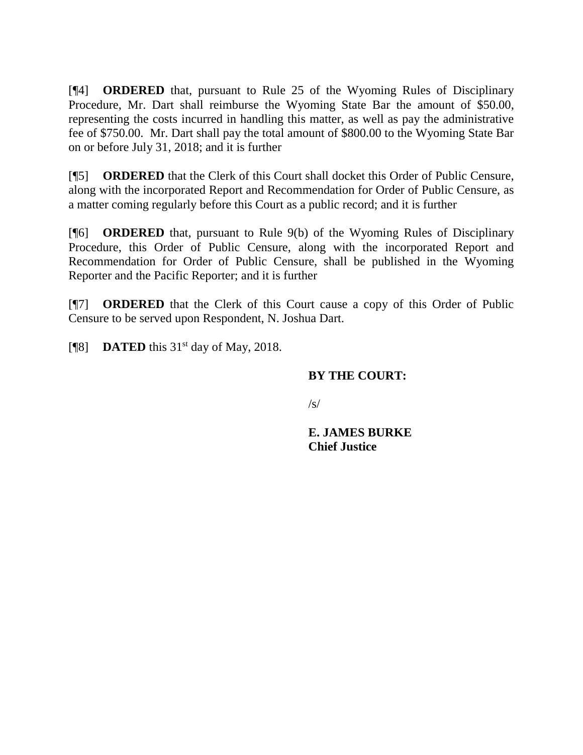[¶4] **ORDERED** that, pursuant to Rule 25 of the Wyoming Rules of Disciplinary Procedure, Mr. Dart shall reimburse the Wyoming State Bar the amount of $50.00, representing the costs incurred in handling this matter, as well as pay the administrative fee of $750.00. Mr. Dart shall pay the total amount of $800.00 to the Wyoming State Bar on or before July 31, 2018; and it is further

[¶5] **ORDERED** that the Clerk of this Court shall docket this Order of Public Censure, along with the incorporated Report and Recommendation for Order of Public Censure, as a matter coming regularly before this Court as a public record; and it is further

[¶6] **ORDERED** that, pursuant to Rule 9(b) of the Wyoming Rules of Disciplinary Procedure, this Order of Public Censure, along with the incorporated Report and Recommendation for Order of Public Censure, shall be published in the Wyoming Reporter and the Pacific Reporter; and it is further

[¶7] **ORDERED** that the Clerk of this Court cause a copy of this Order of Public Censure to be served upon Respondent, N. Joshua Dart.

[¶8] **DATED** this 31st day of May, 2018.

**BY THE COURT:**

/s/

**E. JAMES BURKE**
**Chief Justice**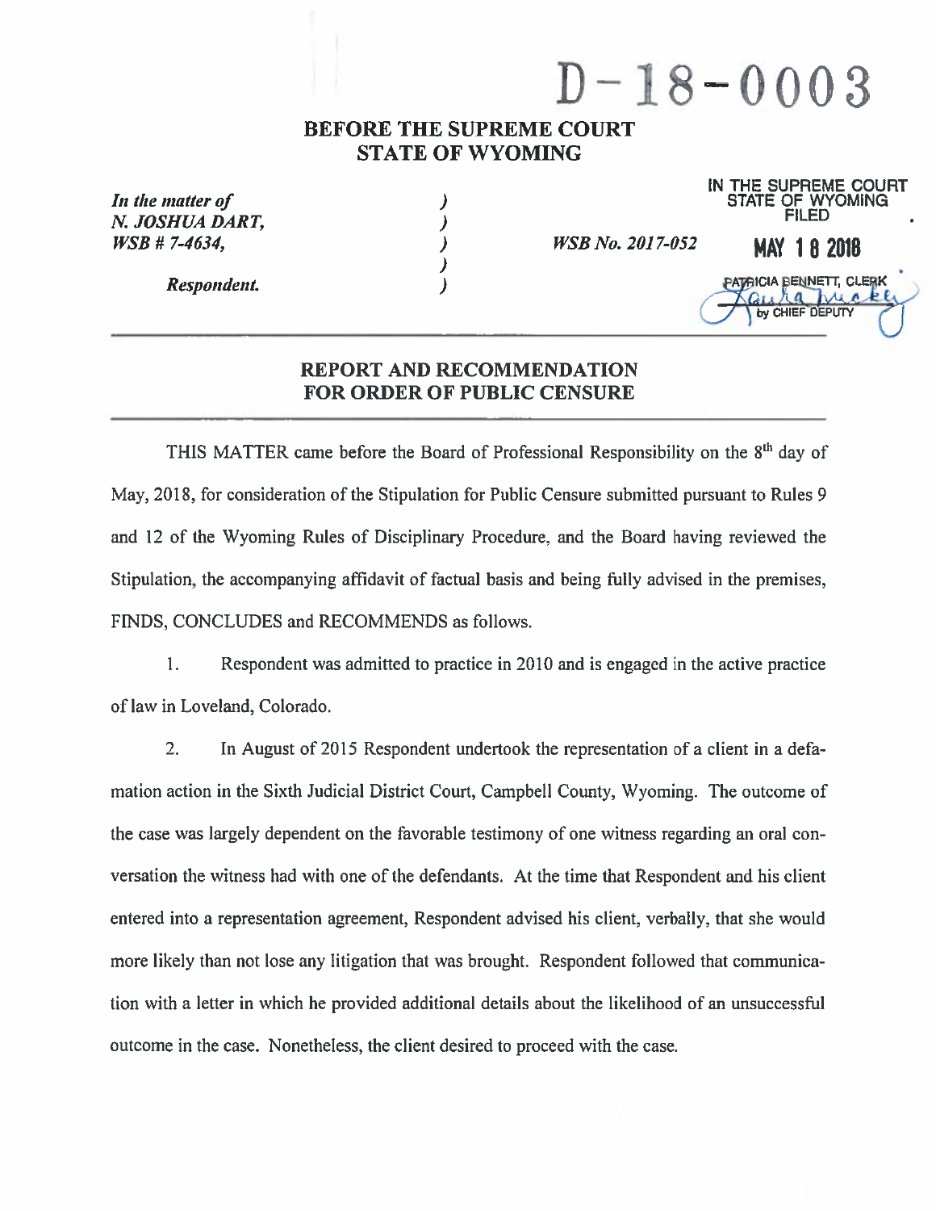# D-18-0003

## BEFORE THE SUPREME COURT
## STATE OF WYOMING

*In the matter of*
*N. JOSHUA DART,*
*WSB # 7-4634,*

*Respondent.*

*WSB No. 2017-052*

IN THE SUPREME COURT
STATE OF WYOMING
FILED

MAY 18 2018

PATRICIA BENNETT, CLERK
by CHIEF DEPUTY

## REPORT AND RECOMMENDATION FOR ORDER OF PUBLIC CENSURE

THIS MATTER came before the Board of Professional Responsibility on the 8th day of May, 2018, for consideration of the Stipulation for Public Censure submitted pursuant to Rules 9 and 12 of the Wyoming Rules of Disciplinary Procedure, and the Board having reviewed the Stipulation, the accompanying affidavit of factual basis and being fully advised in the premises, FINDS, CONCLUDES and RECOMMENDS as follows.

1. Respondent was admitted to practice in 2010 and is engaged in the active practice of law in Loveland, Colorado.

2. In August of 2015 Respondent undertook the representation of a client in a defamation action in the Sixth Judicial District Court, Campbell County, Wyoming. The outcome of the case was largely dependent on the favorable testimony of one witness regarding an oral conversation the witness had with one of the defendants. At the time that Respondent and his client entered into a representation agreement, Respondent advised his client, verbally, that she would more likely than not lose any litigation that was brought. Respondent followed that communication with a letter in which he provided additional details about the likelihood of an unsuccessful outcome in the case. Nonetheless, the client desired to proceed with the case.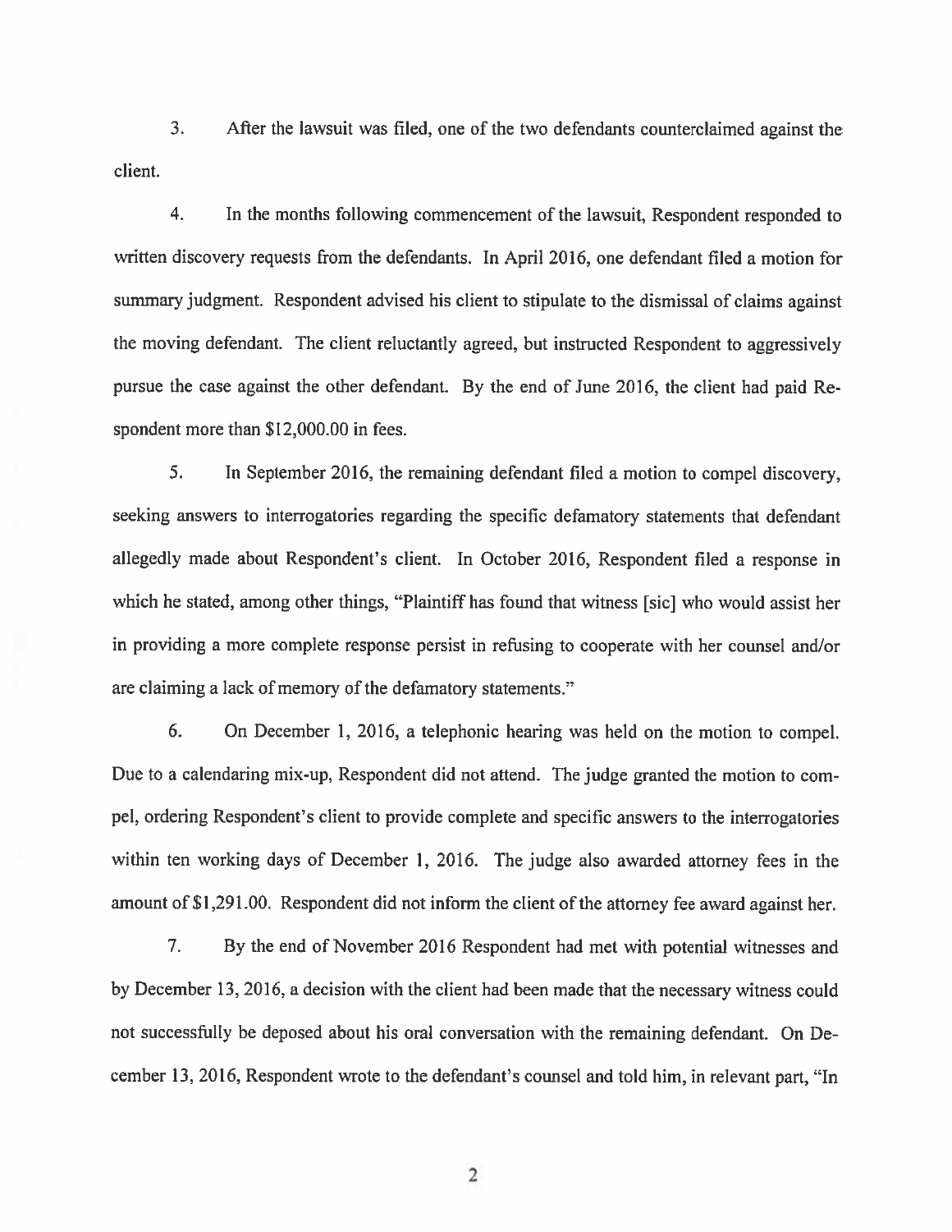3. After the lawsuit was filed, one of the two defendants counterclaimed against the client.

4. In the months following commencement of the lawsuit, Respondent responded to written discovery requests from the defendants. In April 2016, one defendant filed a motion for summary judgment. Respondent advised his client to stipulate to the dismissal of claims against the moving defendant. The client reluctantly agreed, but instructed Respondent to aggressively pursue the case against the other defendant. By the end of June 2016, the client had paid Respondent more than $12,000.00 in fees.

5. In September 2016, the remaining defendant filed a motion to compel discovery, seeking answers to interrogatories regarding the specific defamatory statements that defendant allegedly made about Respondent's client. In October 2016, Respondent filed a response in which he stated, among other things, "Plaintiff has found that witness [sic] who would assist her in providing a more complete response persist in refusing to cooperate with her counsel and/or are claiming a lack of memory of the defamatory statements."

6. On December 1, 2016, a telephonic hearing was held on the motion to compel. Due to a calendaring mix-up, Respondent did not attend. The judge granted the motion to compel, ordering Respondent's client to provide complete and specific answers to the interrogatories within ten working days of December 1, 2016. The judge also awarded attorney fees in the amount of $1,291.00. Respondent did not inform the client of the attorney fee award against her.

7. By the end of November 2016 Respondent had met with potential witnesses and by December 13, 2016, a decision with the client had been made that the necessary witness could not successfully be deposed about his oral conversation with the remaining defendant. On December 13, 2016, Respondent wrote to the defendant's counsel and told him, in relevant part, "In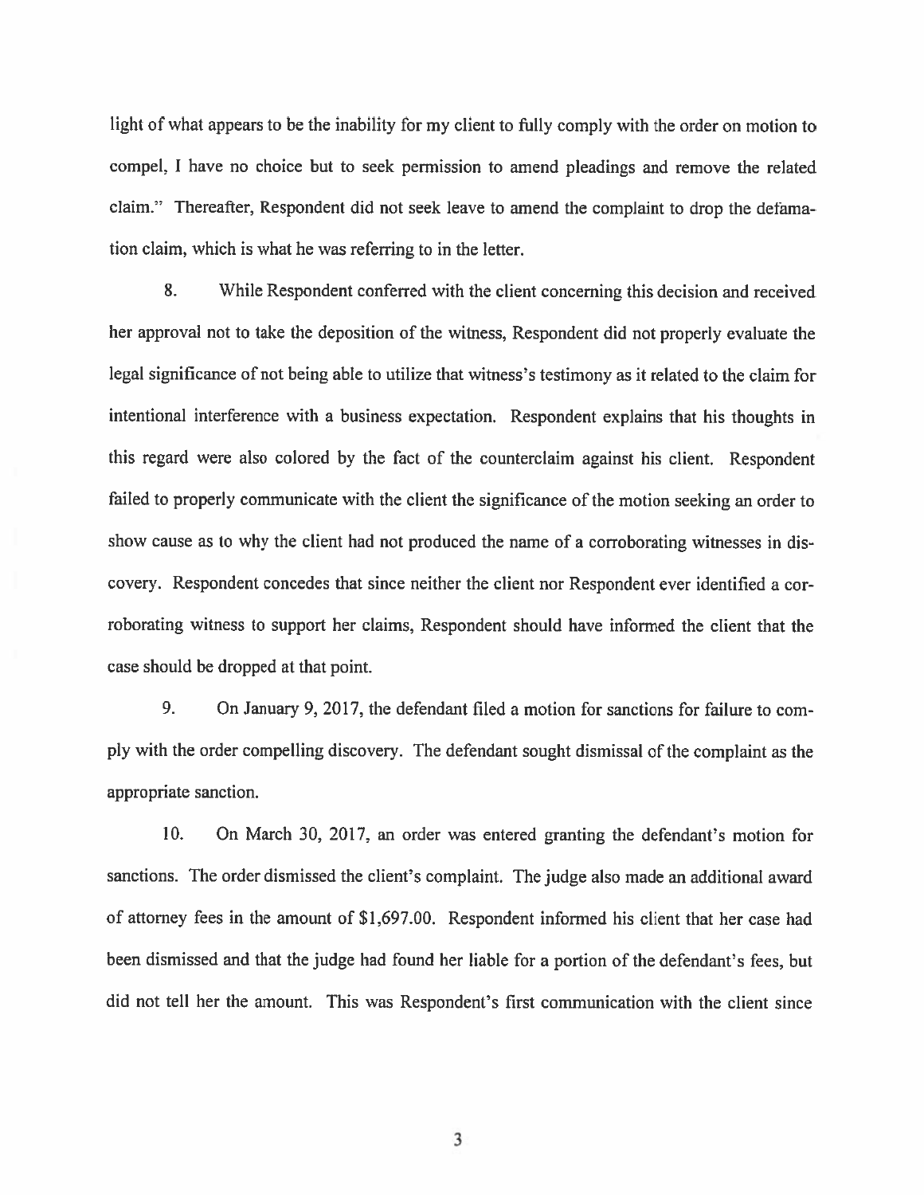light of what appears to be the inability for my client to fully comply with the order on motion to compel, I have no choice but to seek permission to amend pleadings and remove the related claim." Thereafter, Respondent did not seek leave to amend the complaint to drop the defamation claim, which is what he was referring to in the letter.

8. While Respondent conferred with the client concerning this decision and received her approval not to take the deposition of the witness, Respondent did not properly evaluate the legal significance of not being able to utilize that witness's testimony as it related to the claim for intentional interference with a business expectation. Respondent explains that his thoughts in this regard were also colored by the fact of the counterclaim against his client. Respondent failed to properly communicate with the client the significance of the motion seeking an order to show cause as to why the client had not produced the name of a corroborating witnesses in discovery. Respondent concedes that since neither the client nor Respondent ever identified a corroborating witness to support her claims, Respondent should have informed the client that the case should be dropped at that point.

9. On January 9, 2017, the defendant filed a motion for sanctions for failure to comply with the order compelling discovery. The defendant sought dismissal of the complaint as the appropriate sanction.

10. On March 30, 2017, an order was entered granting the defendant's motion for sanctions. The order dismissed the client's complaint. The judge also made an additional award of attorney fees in the amount of $1,697.00. Respondent informed his client that her case had been dismissed and that the judge had found her liable for a portion of the defendant's fees, but did not tell her the amount. This was Respondent's first communication with the client since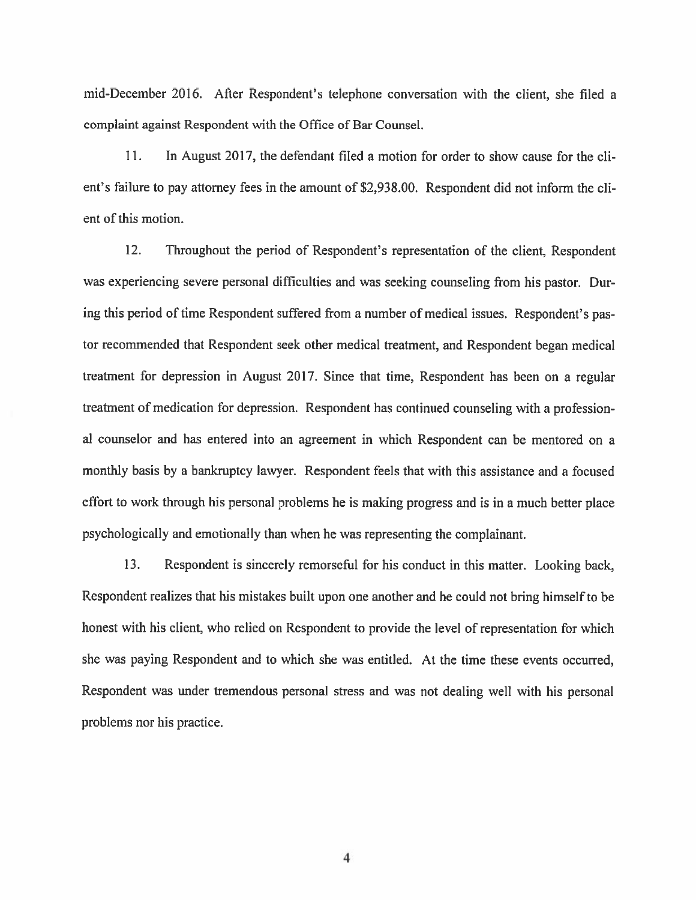mid-December 2016. After Respondent's telephone conversation with the client, she filed a complaint against Respondent with the Office of Bar Counsel.

11. In August 2017, the defendant filed a motion for order to show cause for the client's failure to pay attorney fees in the amount of $2,938.00. Respondent did not inform the client of this motion.

12. Throughout the period of Respondent's representation of the client, Respondent was experiencing severe personal difficulties and was seeking counseling from his pastor. During this period of time Respondent suffered from a number of medical issues. Respondent's pastor recommended that Respondent seek other medical treatment, and Respondent began medical treatment for depression in August 2017. Since that time, Respondent has been on a regular treatment of medication for depression. Respondent has continued counseling with a professional counselor and has entered into an agreement in which Respondent can be mentored on a monthly basis by a bankruptcy lawyer. Respondent feels that with this assistance and a focused effort to work through his personal problems he is making progress and is in a much better place psychologically and emotionally than when he was representing the complainant.

13. Respondent is sincerely remorseful for his conduct in this matter. Looking back, Respondent realizes that his mistakes built upon one another and he could not bring himself to be honest with his client, who relied on Respondent to provide the level of representation for which she was paying Respondent and to which she was entitled. At the time these events occurred, Respondent was under tremendous personal stress and was not dealing well with his personal problems nor his practice.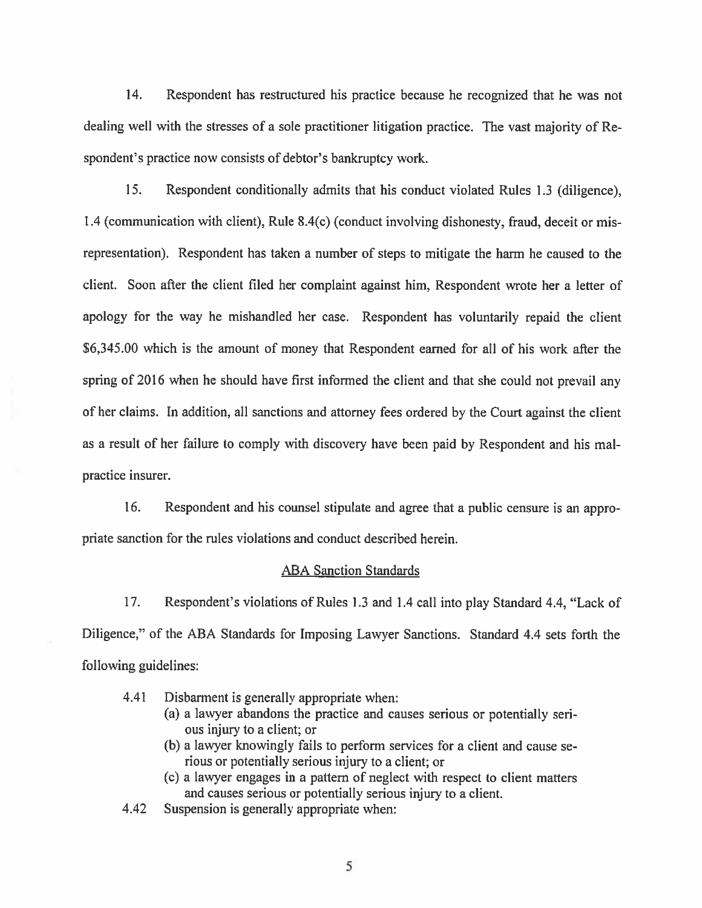14. Respondent has restructured his practice because he recognized that he was not dealing well with the stresses of a sole practitioner litigation practice. The vast majority of Respondent's practice now consists of debtor's bankruptcy work.

15. Respondent conditionally admits that his conduct violated Rules 1.3 (diligence), 1.4 (communication with client), Rule 8.4(c) (conduct involving dishonesty, fraud, deceit or misrepresentation). Respondent has taken a number of steps to mitigate the harm he caused to the client. Soon after the client filed her complaint against him, Respondent wrote her a letter of apology for the way he mishandled her case. Respondent has voluntarily repaid the client $6,345.00 which is the amount of money that Respondent earned for all of his work after the spring of 2016 when he should have first informed the client and that she could not prevail any of her claims. In addition, all sanctions and attorney fees ordered by the Court against the client as a result of her failure to comply with discovery have been paid by Respondent and his malpractice insurer.

16. Respondent and his counsel stipulate and agree that a public censure is an appropriate sanction for the rules violations and conduct described herein.

## ABA Sanction Standards

17. Respondent's violations of Rules 1.3 and 1.4 call into play Standard 4.4, "Lack of Diligence," of the ABA Standards for Imposing Lawyer Sanctions. Standard 4.4 sets forth the following guidelines:

> 4.41 Disbarment is generally appropriate when:
> (a) a lawyer abandons the practice and causes serious or potentially serious injury to a client; or
> (b) a lawyer knowingly fails to perform services for a client and cause serious or potentially serious injury to a client; or
> (c) a lawyer engages in a pattern of neglect with respect to client matters and causes serious or potentially serious injury to a client.
>
> 4.42 Suspension is generally appropriate when: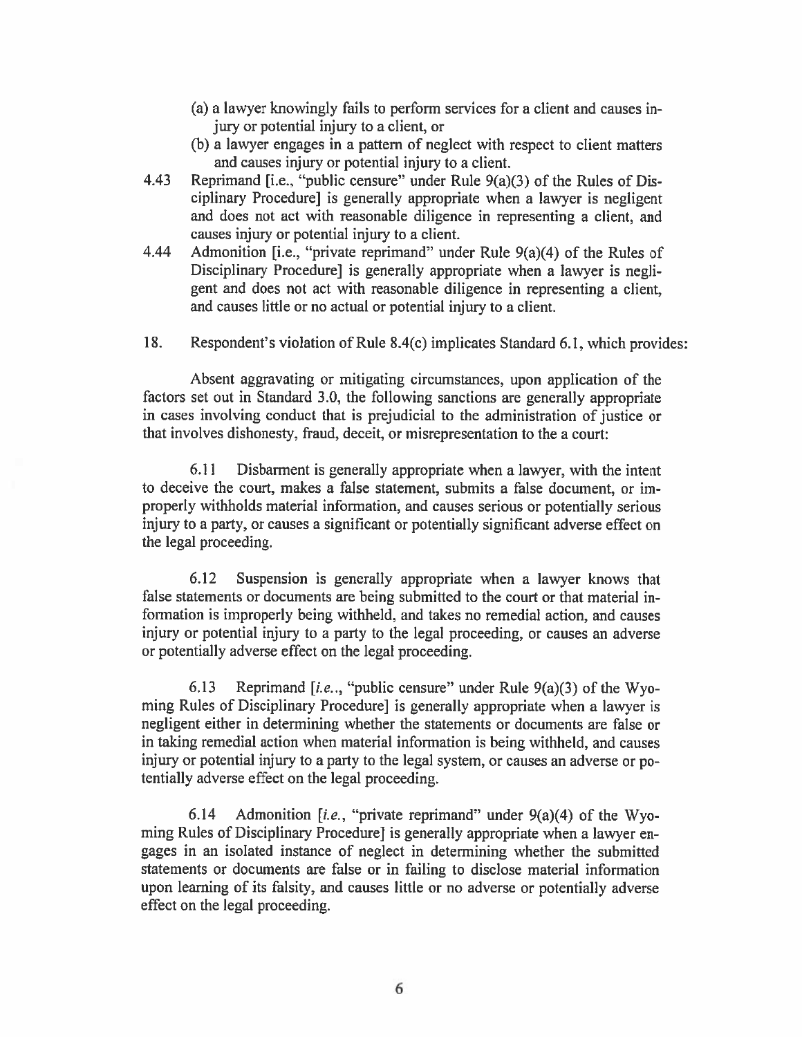(a) a lawyer knowingly fails to perform services for a client and causes injury or potential injury to a client, or

(b) a lawyer engages in a pattern of neglect with respect to client matters and causes injury or potential injury to a client.

4.43 Reprimand [i.e., "public censure" under Rule 9(a)(3) of the Rules of Disciplinary Procedure] is generally appropriate when a lawyer is negligent and does not act with reasonable diligence in representing a client, and causes injury or potential injury to a client.

4.44 Admonition [i.e., "private reprimand" under Rule 9(a)(4) of the Rules of Disciplinary Procedure] is generally appropriate when a lawyer is negligent and does not act with reasonable diligence in representing a client, and causes little or no actual or potential injury to a client.

18. Respondent's violation of Rule 8.4(c) implicates Standard 6.1, which provides:

Absent aggravating or mitigating circumstances, upon application of the factors set out in Standard 3.0, the following sanctions are generally appropriate in cases involving conduct that is prejudicial to the administration of justice or that involves dishonesty, fraud, deceit, or misrepresentation to the a court:

6.11 Disbarment is generally appropriate when a lawyer, with the intent to deceive the court, makes a false statement, submits a false document, or improperly withholds material information, and causes serious or potentially serious injury to a party, or causes a significant or potentially significant adverse effect on the legal proceeding.

6.12 Suspension is generally appropriate when a lawyer knows that false statements or documents are being submitted to the court or that material information is improperly being withheld, and takes no remedial action, and causes injury or potential injury to a party to the legal proceeding, or causes an adverse or potentially adverse effect on the legal proceeding.

6.13 Reprimand [*i.e.*., "public censure" under Rule 9(a)(3) of the Wyoming Rules of Disciplinary Procedure] is generally appropriate when a lawyer is negligent either in determining whether the statements or documents are false or in taking remedial action when material information is being withheld, and causes injury or potential injury to a party to the legal system, or causes an adverse or potentially adverse effect on the legal proceeding.

6.14 Admonition [*i.e.*, "private reprimand" under 9(a)(4) of the Wyoming Rules of Disciplinary Procedure] is generally appropriate when a lawyer engages in an isolated instance of neglect in determining whether the submitted statements or documents are false or in failing to disclose material information upon learning of its falsity, and causes little or no adverse or potentially adverse effect on the legal proceeding.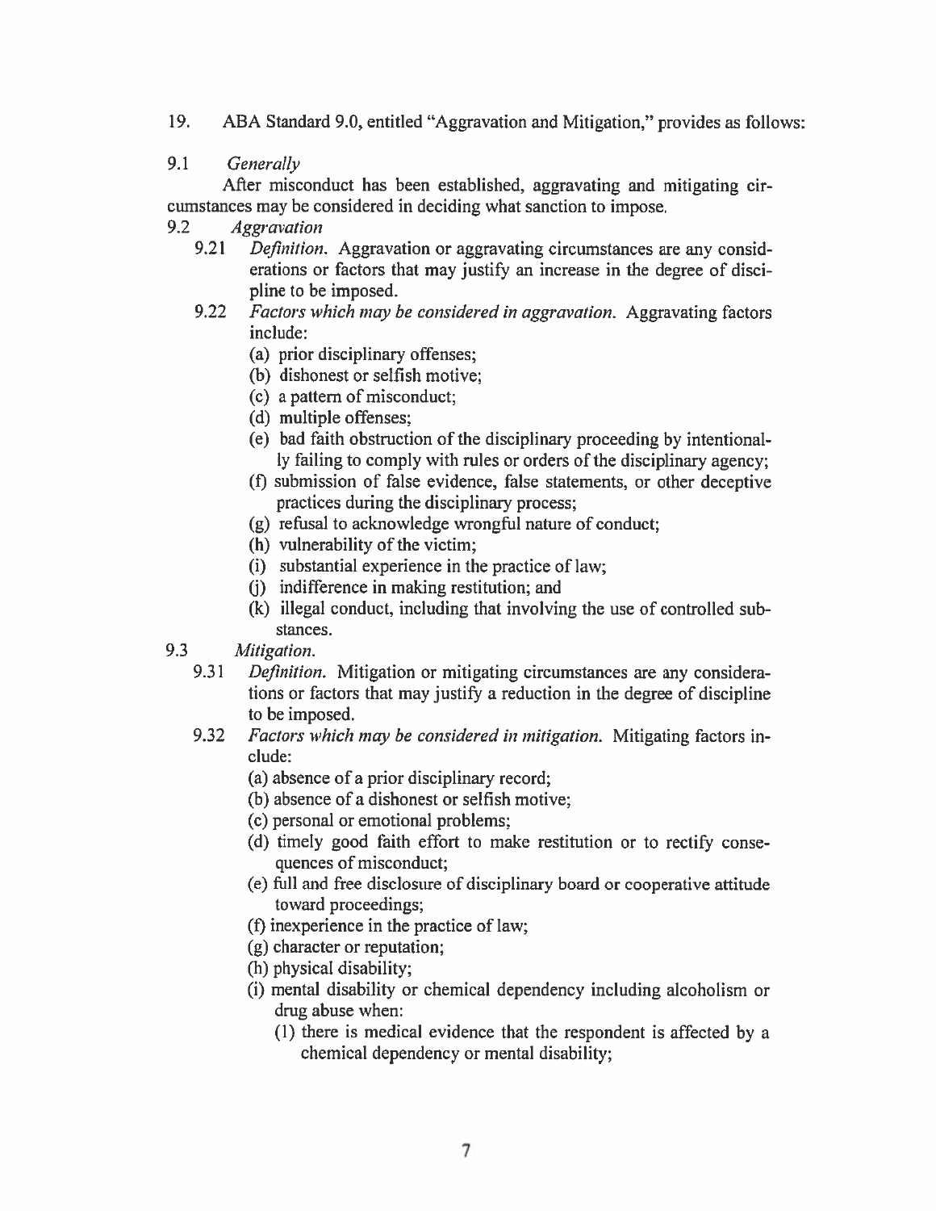19. ABA Standard 9.0, entitled "Aggravation and Mitigation," provides as follows:

9.1 *Generally*

After misconduct has been established, aggravating and mitigating circumstances may be considered in deciding what sanction to impose.

9.2 *Aggravation*

- 9.21 *Definition.* Aggravation or aggravating circumstances are any considerations or factors that may justify an increase in the degree of discipline to be imposed.
- 9.22 *Factors which may be considered in aggravation.* Aggravating factors include:
  - (a) prior disciplinary offenses;
  - (b) dishonest or selfish motive;
  - (c) a pattern of misconduct;
  - (d) multiple offenses;
  - (e) bad faith obstruction of the disciplinary proceeding by intentionally failing to comply with rules or orders of the disciplinary agency;
  - (f) submission of false evidence, false statements, or other deceptive practices during the disciplinary process;
  - (g) refusal to acknowledge wrongful nature of conduct;
  - (h) vulnerability of the victim;
  - (i) substantial experience in the practice of law;
  - (j) indifference in making restitution; and
  - (k) illegal conduct, including that involving the use of controlled substances.

9.3 *Mitigation.*

- 9.31 *Definition.* Mitigation or mitigating circumstances are any considerations or factors that may justify a reduction in the degree of discipline to be imposed.
- 9.32 *Factors which may be considered in mitigation.* Mitigating factors include:
  - (a) absence of a prior disciplinary record;
  - (b) absence of a dishonest or selfish motive;
  - (c) personal or emotional problems;
  - (d) timely good faith effort to make restitution or to rectify consequences of misconduct;
  - (e) full and free disclosure of disciplinary board or cooperative attitude toward proceedings;
  - (f) inexperience in the practice of law;
  - (g) character or reputation;
  - (h) physical disability;
  - (i) mental disability or chemical dependency including alcoholism or drug abuse when:
    - (1) there is medical evidence that the respondent is affected by a chemical dependency or mental disability;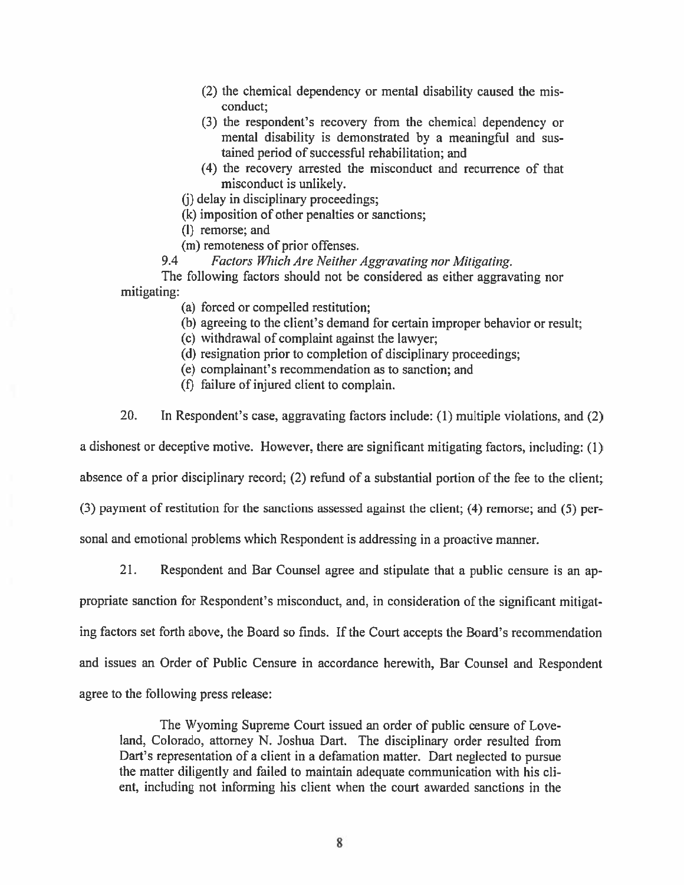(2) the chemical dependency or mental disability caused the misconduct;
(3) the respondent's recovery from the chemical dependency or mental disability is demonstrated by a meaningful and sustained period of successful rehabilitation; and
(4) the recovery arrested the misconduct and recurrence of that misconduct is unlikely.

(j) delay in disciplinary proceedings;
(k) imposition of other penalties or sanctions;
(l) remorse; and
(m) remoteness of prior offenses.

9.4 *Factors Which Are Neither Aggravating nor Mitigating.*

The following factors should not be considered as either aggravating nor mitigating:

(a) forced or compelled restitution;
(b) agreeing to the client's demand for certain improper behavior or result;
(c) withdrawal of complaint against the lawyer;
(d) resignation prior to completion of disciplinary proceedings;
(e) complainant's recommendation as to sanction; and
(f) failure of injured client to complain.

20. In Respondent's case, aggravating factors include: (1) multiple violations, and (2) a dishonest or deceptive motive. However, there are significant mitigating factors, including: (1) absence of a prior disciplinary record; (2) refund of a substantial portion of the fee to the client; (3) payment of restitution for the sanctions assessed against the client; (4) remorse; and (5) personal and emotional problems which Respondent is addressing in a proactive manner.

21. Respondent and Bar Counsel agree and stipulate that a public censure is an appropriate sanction for Respondent's misconduct, and, in consideration of the significant mitigating factors set forth above, the Board so finds. If the Court accepts the Board's recommendation and issues an Order of Public Censure in accordance herewith, Bar Counsel and Respondent agree to the following press release:

> The Wyoming Supreme Court issued an order of public censure of Loveland, Colorado, attorney N. Joshua Dart. The disciplinary order resulted from Dart's representation of a client in a defamation matter. Dart neglected to pursue the matter diligently and failed to maintain adequate communication with his client, including not informing his client when the court awarded sanctions in the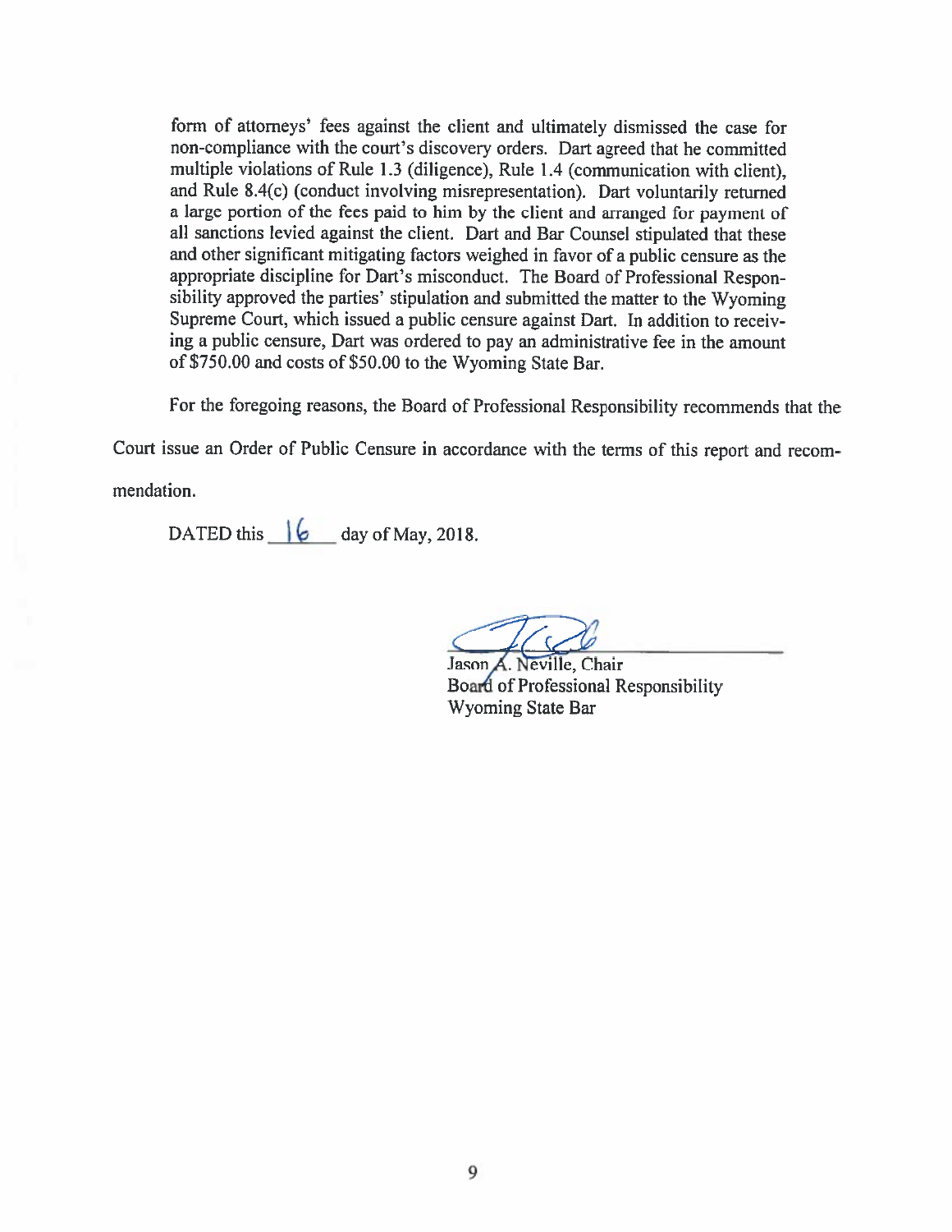form of attorneys' fees against the client and ultimately dismissed the case for non-compliance with the court's discovery orders. Dart agreed that he committed multiple violations of Rule 1.3 (diligence), Rule 1.4 (communication with client), and Rule 8.4(c) (conduct involving misrepresentation). Dart voluntarily returned a large portion of the fees paid to him by the client and arranged for payment of all sanctions levied against the client. Dart and Bar Counsel stipulated that these and other significant mitigating factors weighed in favor of a public censure as the appropriate discipline for Dart's misconduct. The Board of Professional Responsibility approved the parties' stipulation and submitted the matter to the Wyoming Supreme Court, which issued a public censure against Dart. In addition to receiving a public censure, Dart was ordered to pay an administrative fee in the amount of $750.00 and costs of $50.00 to the Wyoming State Bar.

For the foregoing reasons, the Board of Professional Responsibility recommends that the Court issue an Order of Public Censure in accordance with the terms of this report and recommendation.

DATED this 16 day of May, 2018.

Jason A. Neville, Chair
Board of Professional Responsibility
Wyoming State Bar